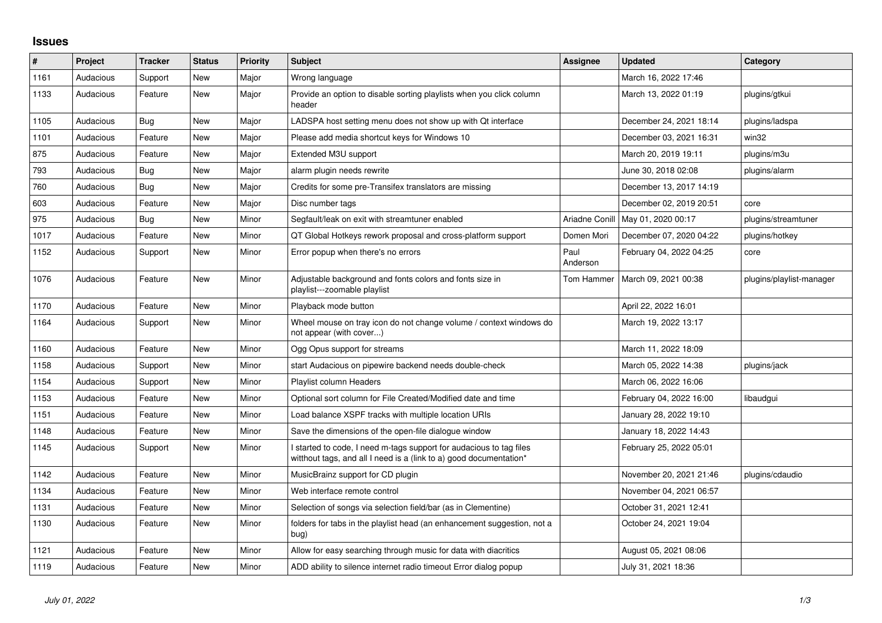## Issues

| # | Project | Tracker | Status | Priority | Subject | Assignee | Updated | Category |
|---|---|---|---|---|---|---|---|---|
| 1161 | Audacious | Support | New | Major | Wrong language | | March 16, 2022 17:46 | |
| 1133 | Audacious | Feature | New | Major | Provide an option to disable sorting playlists when you click column header | | March 13, 2022 01:19 | plugins/gtkui |
| 1105 | Audacious | Bug | New | Major | LADSPA host setting menu does not show up with Qt interface | | December 24, 2021 18:14 | plugins/ladspa |
| 1101 | Audacious | Feature | New | Major | Please add media shortcut keys for Windows 10 | | December 03, 2021 16:31 | win32 |
| 875 | Audacious | Feature | New | Major | Extended M3U support | | March 20, 2019 19:11 | plugins/m3u |
| 793 | Audacious | Bug | New | Major | alarm plugin needs rewrite | | June 30, 2018 02:08 | plugins/alarm |
| 760 | Audacious | Bug | New | Major | Credits for some pre-Transifex translators are missing | | December 13, 2017 14:19 | |
| 603 | Audacious | Feature | New | Major | Disc number tags | | December 02, 2019 20:51 | core |
| 975 | Audacious | Bug | New | Minor | Segfault/leak on exit with streamtuner enabled | Ariadne Conill | May 01, 2020 00:17 | plugins/streamtuner |
| 1017 | Audacious | Feature | New | Minor | QT Global Hotkeys rework proposal and cross-platform support | Domen Mori | December 07, 2020 04:22 | plugins/hotkey |
| 1152 | Audacious | Support | New | Minor | Error popup when there's no errors | Paul Anderson | February 04, 2022 04:25 | core |
| 1076 | Audacious | Feature | New | Minor | Adjustable background and fonts colors and fonts size in playlist---zoomable playlist | Tom Hammer | March 09, 2021 00:38 | plugins/playlist-manager |
| 1170 | Audacious | Feature | New | Minor | Playback mode button | | April 22, 2022 16:01 | |
| 1164 | Audacious | Support | New | Minor | Wheel mouse on tray icon do not change volume / context windows do not appear (with cover...) | | March 19, 2022 13:17 | |
| 1160 | Audacious | Feature | New | Minor | Ogg Opus support for streams | | March 11, 2022 18:09 | |
| 1158 | Audacious | Support | New | Minor | start Audacious on pipewire backend needs double-check | | March 05, 2022 14:38 | plugins/jack |
| 1154 | Audacious | Support | New | Minor | Playlist column Headers | | March 06, 2022 16:06 | |
| 1153 | Audacious | Feature | New | Minor | Optional sort column for File Created/Modified date and time | | February 04, 2022 16:00 | libaudgui |
| 1151 | Audacious | Feature | New | Minor | Load balance XSPF tracks with multiple location URIs | | January 28, 2022 19:10 | |
| 1148 | Audacious | Feature | New | Minor | Save the dimensions of the open-file dialogue window | | January 18, 2022 14:43 | |
| 1145 | Audacious | Support | New | Minor | I started to code, I need m-tags support for audacious to tag files witthout tags, and all I need is a (link to a) good documentation* | | February 25, 2022 05:01 | |
| 1142 | Audacious | Feature | New | Minor | MusicBrainz support for CD plugin | | November 20, 2021 21:46 | plugins/cdaudio |
| 1134 | Audacious | Feature | New | Minor | Web interface remote control | | November 04, 2021 06:57 | |
| 1131 | Audacious | Feature | New | Minor | Selection of songs via selection field/bar (as in Clementine) | | October 31, 2021 12:41 | |
| 1130 | Audacious | Feature | New | Minor | folders for tabs in the playlist head (an enhancement suggestion, not a bug) | | October 24, 2021 19:04 | |
| 1121 | Audacious | Feature | New | Minor | Allow for easy searching through music for data with diacritics | | August 05, 2021 08:06 | |
| 1119 | Audacious | Feature | New | Minor | ADD ability to silence internet radio timeout Error dialog popup | | July 31, 2021 18:36 | |

*July 01, 2022*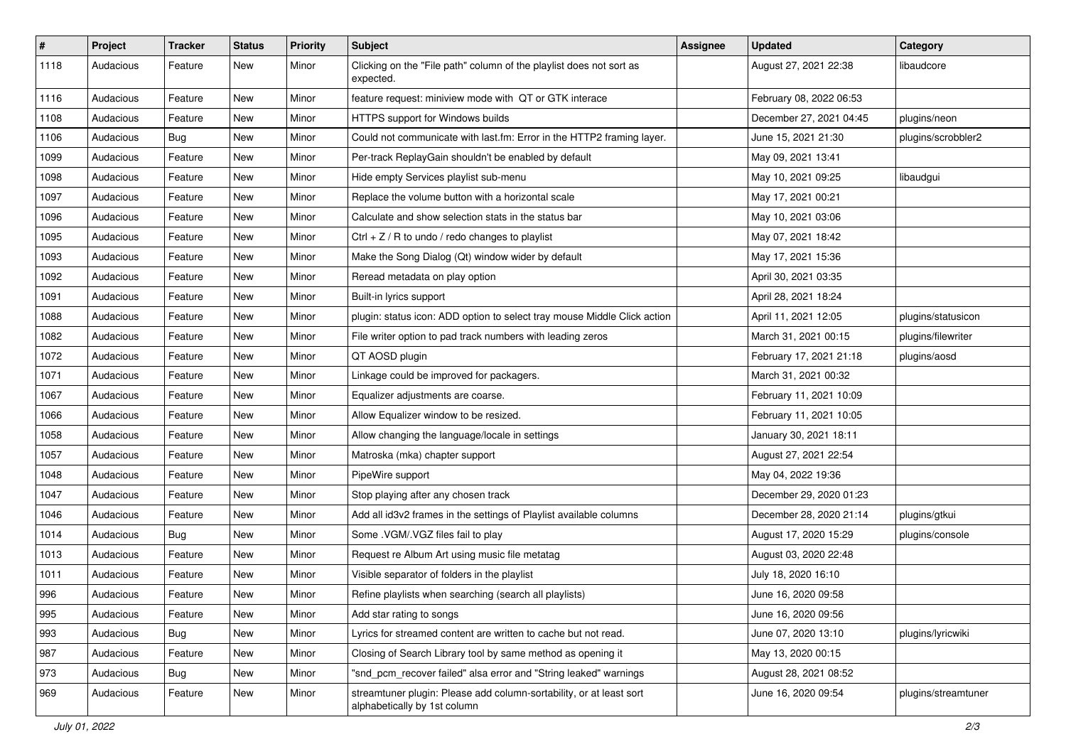| # | Project | Tracker | Status | Priority | Subject | Assignee | Updated | Category |
|---|---|---|---|---|---|---|---|---|
| 1118 | Audacious | Feature | New | Minor | Clicking on the "File path" column of the playlist does not sort as expected. | | August 27, 2021 22:38 | libaudcore |
| 1116 | Audacious | Feature | New | Minor | feature request: miniview mode with  QT or GTK interace | | February 08, 2022 06:53 | |
| 1108 | Audacious | Feature | New | Minor | HTTPS support for Windows builds | | December 27, 2021 04:45 | plugins/neon |
| 1106 | Audacious | Bug | New | Minor | Could not communicate with last.fm: Error in the HTTP2 framing layer. | | June 15, 2021 21:30 | plugins/scrobbler2 |
| 1099 | Audacious | Feature | New | Minor | Per-track ReplayGain shouldn't be enabled by default | | May 09, 2021 13:41 | |
| 1098 | Audacious | Feature | New | Minor | Hide empty Services playlist sub-menu | | May 10, 2021 09:25 | libaudgui |
| 1097 | Audacious | Feature | New | Minor | Replace the volume button with a horizontal scale | | May 17, 2021 00:21 | |
| 1096 | Audacious | Feature | New | Minor | Calculate and show selection stats in the status bar | | May 10, 2021 03:06 | |
| 1095 | Audacious | Feature | New | Minor | Ctrl + Z / R to undo / redo changes to playlist | | May 07, 2021 18:42 | |
| 1093 | Audacious | Feature | New | Minor | Make the Song Dialog (Qt) window wider by default | | May 17, 2021 15:36 | |
| 1092 | Audacious | Feature | New | Minor | Reread metadata on play option | | April 30, 2021 03:35 | |
| 1091 | Audacious | Feature | New | Minor | Built-in lyrics support | | April 28, 2021 18:24 | |
| 1088 | Audacious | Feature | New | Minor | plugin: status icon: ADD option to select tray mouse Middle Click action | | April 11, 2021 12:05 | plugins/statusicon |
| 1082 | Audacious | Feature | New | Minor | File writer option to pad track numbers with leading zeros | | March 31, 2021 00:15 | plugins/filewriter |
| 1072 | Audacious | Feature | New | Minor | QT AOSD plugin | | February 17, 2021 21:18 | plugins/aosd |
| 1071 | Audacious | Feature | New | Minor | Linkage could be improved for packagers. | | March 31, 2021 00:32 | |
| 1067 | Audacious | Feature | New | Minor | Equalizer adjustments are coarse. | | February 11, 2021 10:09 | |
| 1066 | Audacious | Feature | New | Minor | Allow Equalizer window to be resized. | | February 11, 2021 10:05 | |
| 1058 | Audacious | Feature | New | Minor | Allow changing the language/locale in settings | | January 30, 2021 18:11 | |
| 1057 | Audacious | Feature | New | Minor | Matroska (mka) chapter support | | August 27, 2021 22:54 | |
| 1048 | Audacious | Feature | New | Minor | PipeWire support | | May 04, 2022 19:36 | |
| 1047 | Audacious | Feature | New | Minor | Stop playing after any chosen track | | December 29, 2020 01:23 | |
| 1046 | Audacious | Feature | New | Minor | Add all id3v2 frames in the settings of Playlist available columns | | December 28, 2020 21:14 | plugins/gtkui |
| 1014 | Audacious | Bug | New | Minor | Some .VGM/.VGZ files fail to play | | August 17, 2020 15:29 | plugins/console |
| 1013 | Audacious | Feature | New | Minor | Request re Album Art using music file metatag | | August 03, 2020 22:48 | |
| 1011 | Audacious | Feature | New | Minor | Visible separator of folders in the playlist | | July 18, 2020 16:10 | |
| 996 | Audacious | Feature | New | Minor | Refine playlists when searching (search all playlists) | | June 16, 2020 09:58 | |
| 995 | Audacious | Feature | New | Minor | Add star rating to songs | | June 16, 2020 09:56 | |
| 993 | Audacious | Bug | New | Minor | Lyrics for streamed content are written to cache but not read. | | June 07, 2020 13:10 | plugins/lyricwiki |
| 987 | Audacious | Feature | New | Minor | Closing of Search Library tool by same method as opening it | | May 13, 2020 00:15 | |
| 973 | Audacious | Bug | New | Minor | "snd_pcm_recover failed" alsa error and "String leaked" warnings | | August 28, 2021 08:52 | |
| 969 | Audacious | Feature | New | Minor | streamtuner plugin: Please add column-sortability, or at least sort alphabetically by 1st column | | June 16, 2020 09:54 | plugins/streamtuner |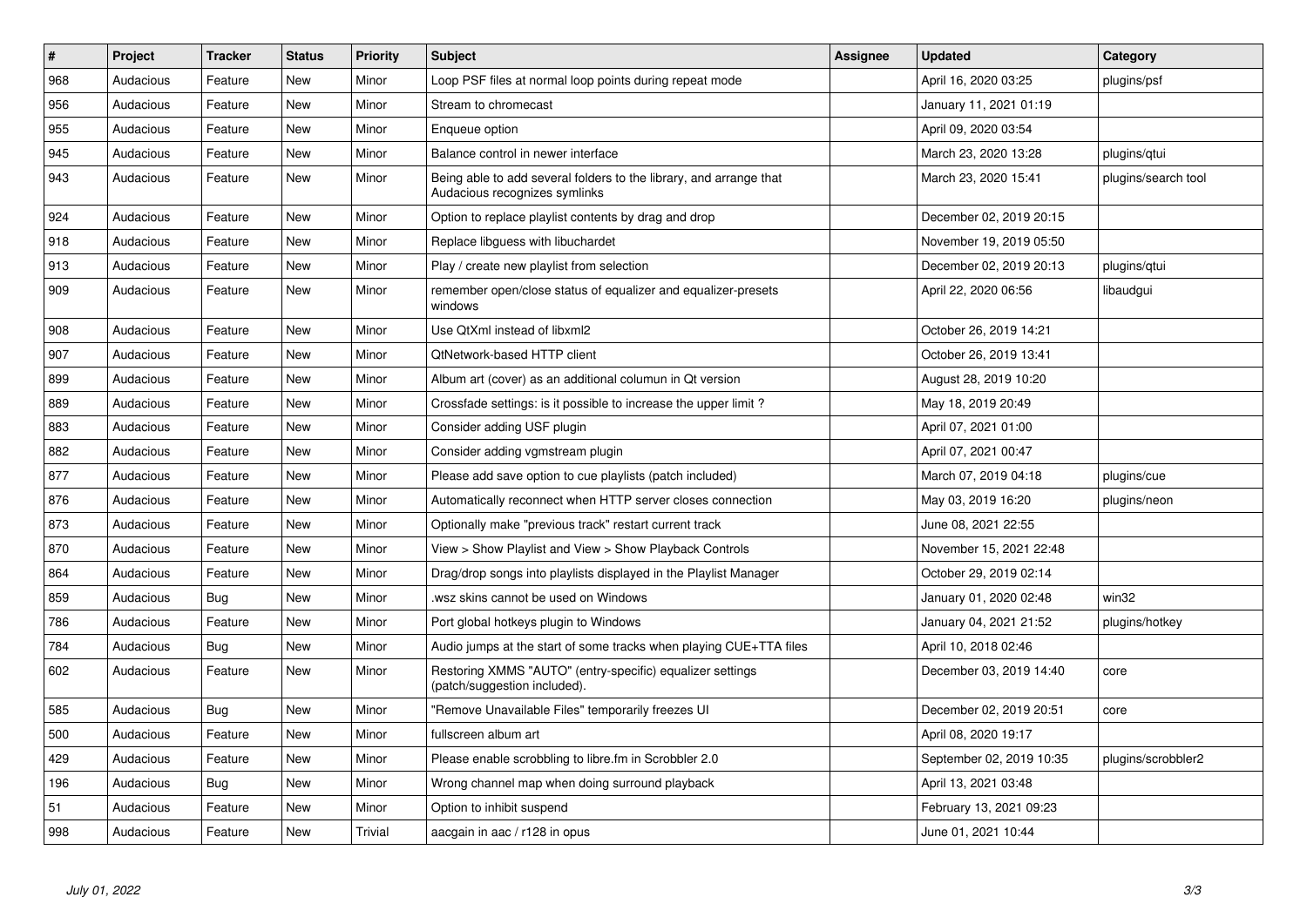| # | Project | Tracker | Status | Priority | Subject | Assignee | Updated | Category |
|---|---|---|---|---|---|---|---|---|
| 968 | Audacious | Feature | New | Minor | Loop PSF files at normal loop points during repeat mode | | April 16, 2020 03:25 | plugins/psf |
| 956 | Audacious | Feature | New | Minor | Stream to chromecast | | January 11, 2021 01:19 | |
| 955 | Audacious | Feature | New | Minor | Enqueue option | | April 09, 2020 03:54 | |
| 945 | Audacious | Feature | New | Minor | Balance control in newer interface | | March 23, 2020 13:28 | plugins/qtui |
| 943 | Audacious | Feature | New | Minor | Being able to add several folders to the library, and arrange that Audacious recognizes symlinks | | March 23, 2020 15:41 | plugins/search tool |
| 924 | Audacious | Feature | New | Minor | Option to replace playlist contents by drag and drop | | December 02, 2019 20:15 | |
| 918 | Audacious | Feature | New | Minor | Replace libguess with libuchardet | | November 19, 2019 05:50 | |
| 913 | Audacious | Feature | New | Minor | Play / create new playlist from selection | | December 02, 2019 20:13 | plugins/qtui |
| 909 | Audacious | Feature | New | Minor | remember open/close status of equalizer and equalizer-presets windows | | April 22, 2020 06:56 | libaudgui |
| 908 | Audacious | Feature | New | Minor | Use QtXml instead of libxml2 | | October 26, 2019 14:21 | |
| 907 | Audacious | Feature | New | Minor | QtNetwork-based HTTP client | | October 26, 2019 13:41 | |
| 899 | Audacious | Feature | New | Minor | Album art (cover) as an additional columun in Qt version | | August 28, 2019 10:20 | |
| 889 | Audacious | Feature | New | Minor | Crossfade settings: is it possible to increase the upper limit ? | | May 18, 2019 20:49 | |
| 883 | Audacious | Feature | New | Minor | Consider adding USF plugin | | April 07, 2021 01:00 | |
| 882 | Audacious | Feature | New | Minor | Consider adding vgmstream plugin | | April 07, 2021 00:47 | |
| 877 | Audacious | Feature | New | Minor | Please add save option to cue playlists (patch included) | | March 07, 2019 04:18 | plugins/cue |
| 876 | Audacious | Feature | New | Minor | Automatically reconnect when HTTP server closes connection | | May 03, 2019 16:20 | plugins/neon |
| 873 | Audacious | Feature | New | Minor | Optionally make "previous track" restart current track | | June 08, 2021 22:55 | |
| 870 | Audacious | Feature | New | Minor | View > Show Playlist and View > Show Playback Controls | | November 15, 2021 22:48 | |
| 864 | Audacious | Feature | New | Minor | Drag/drop songs into playlists displayed in the Playlist Manager | | October 29, 2019 02:14 | |
| 859 | Audacious | Bug | New | Minor | .wsz skins cannot be used on Windows | | January 01, 2020 02:48 | win32 |
| 786 | Audacious | Feature | New | Minor | Port global hotkeys plugin to Windows | | January 04, 2021 21:52 | plugins/hotkey |
| 784 | Audacious | Bug | New | Minor | Audio jumps at the start of some tracks when playing CUE+TTA files | | April 10, 2018 02:46 | |
| 602 | Audacious | Feature | New | Minor | Restoring XMMS "AUTO" (entry-specific) equalizer settings (patch/suggestion included). | | December 03, 2019 14:40 | core |
| 585 | Audacious | Bug | New | Minor | "Remove Unavailable Files" temporarily freezes UI | | December 02, 2019 20:51 | core |
| 500 | Audacious | Feature | New | Minor | fullscreen album art | | April 08, 2020 19:17 | |
| 429 | Audacious | Feature | New | Minor | Please enable scrobbling to libre.fm in Scrobbler 2.0 | | September 02, 2019 10:35 | plugins/scrobbler2 |
| 196 | Audacious | Bug | New | Minor | Wrong channel map when doing surround playback | | April 13, 2021 03:48 | |
| 51 | Audacious | Feature | New | Minor | Option to inhibit suspend | | February 13, 2021 09:23 | |
| 998 | Audacious | Feature | New | Trivial | aacgain in aac / r128 in opus | | June 01, 2021 10:44 | |